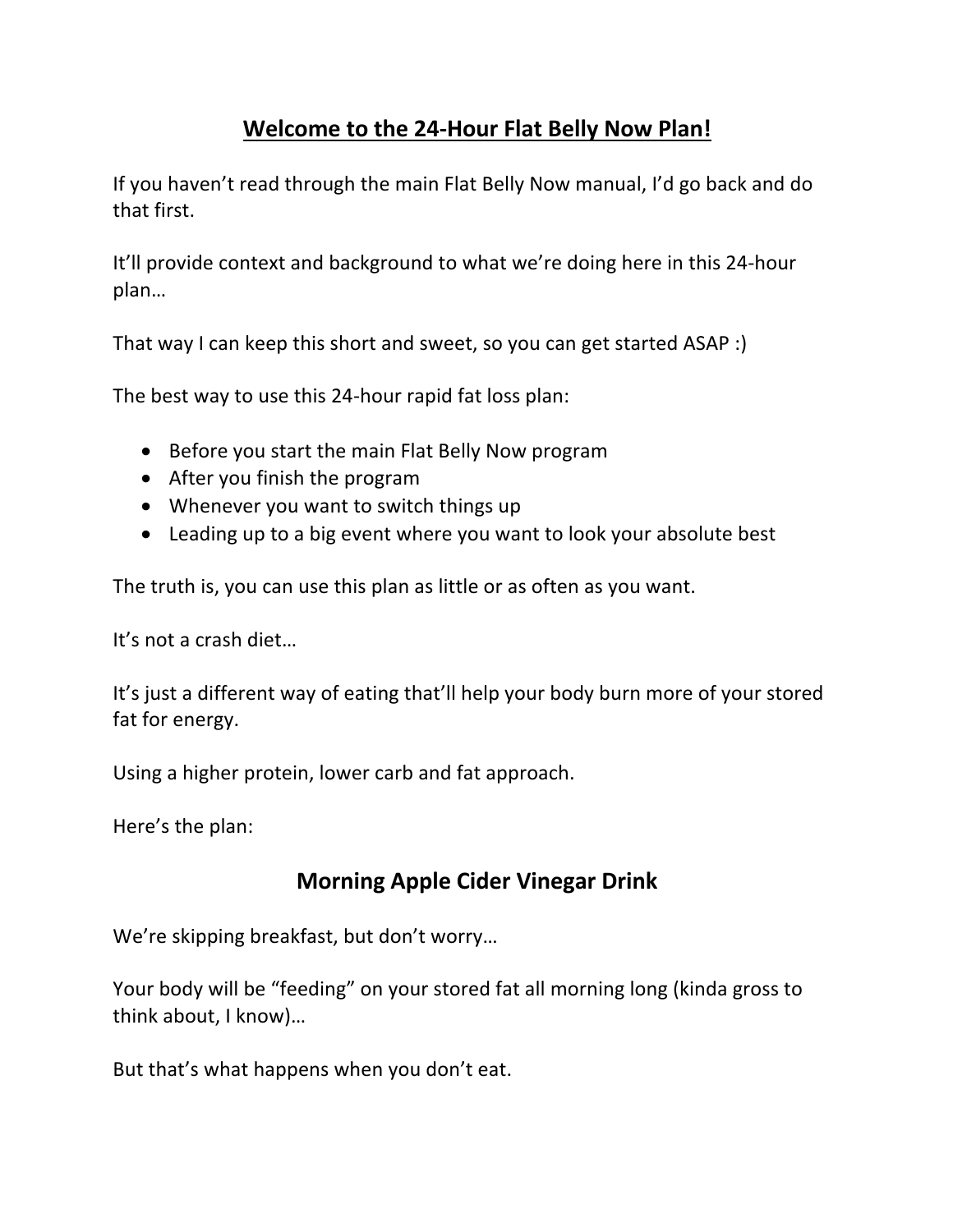# Welcome to the 24-Hour Flat Belly Now Plan!

If you haven't read through the main Flat Belly Now manual, I'd go back and do that first.

It'll provide context and background to what we're doing here in this 24-hour plan…

That way I can keep this short and sweet, so you can get started ASAP :)

The best way to use this 24-hour rapid fat loss plan:

- Before you start the main Flat Belly Now program
- After you finish the program
- Whenever you want to switch things up
- Leading up to a big event where you want to look your absolute best

The truth is, you can use this plan as little or as often as you want.

It's not a crash diet…

It's just a different way of eating that'll help your body burn more of your stored fat for energy.

Using a higher protein, lower carb and fat approach.

Here's the plan:

## Morning Apple Cider Vinegar Drink

We're skipping breakfast, but don't worry…

Your body will be "feeding" on your stored fat all morning long (kinda gross to think about, I know)…

But that's what happens when you don't eat.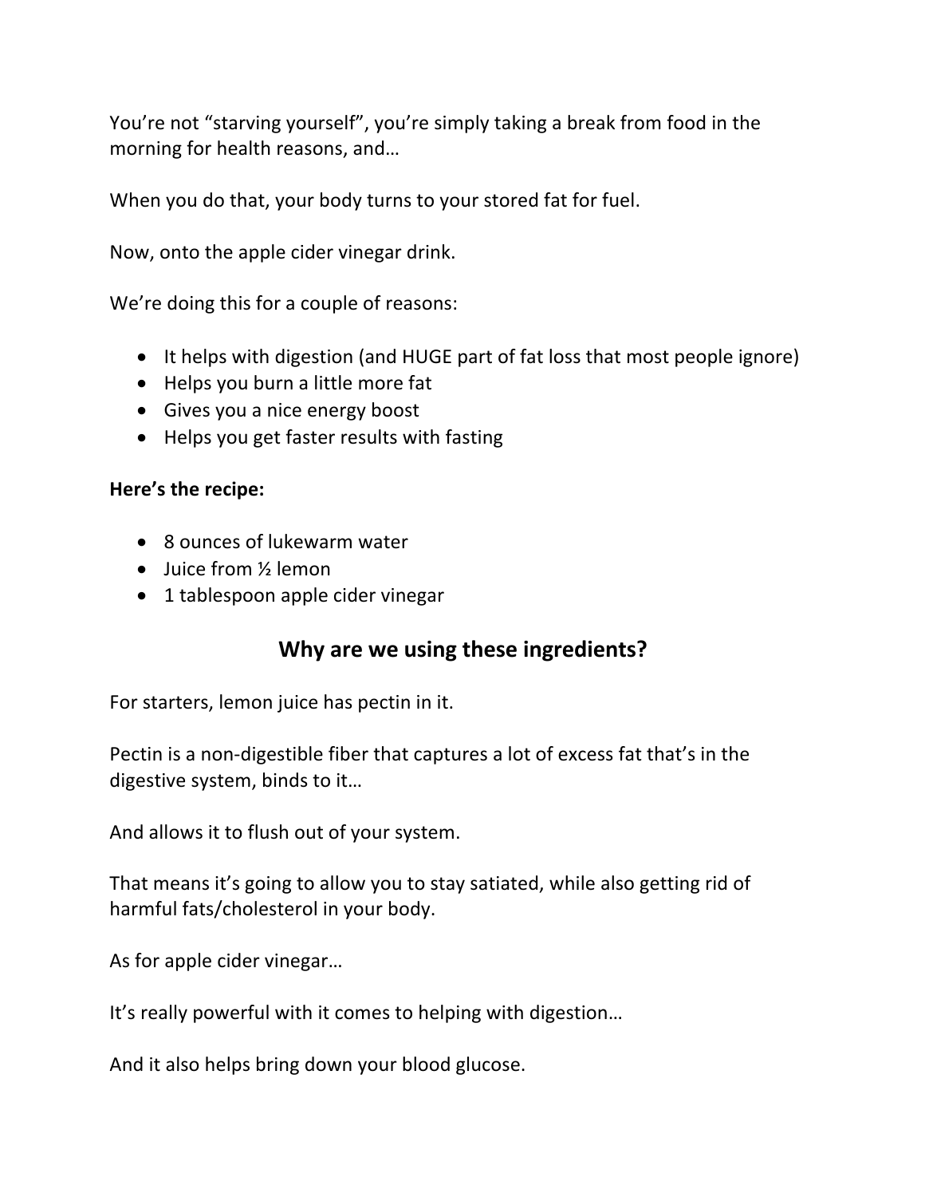You're not "starving yourself", you're simply taking a break from food in the morning for health reasons, and…

When you do that, your body turns to your stored fat for fuel.

Now, onto the apple cider vinegar drink.

We're doing this for a couple of reasons:

- It helps with digestion (and HUGE part of fat loss that most people ignore)
- Helps you burn a little more fat
- Gives you a nice energy boost
- Helps you get faster results with fasting

**Here's the recipe:**

- 8 ounces of lukewarm water
- Juice from ½ lemon
- 1 tablespoon apple cider vinegar

## Why are we using these ingredients?

For starters, lemon juice has pectin in it.

Pectin is a non-digestible fiber that captures a lot of excess fat that's in the digestive system, binds to it…

And allows it to flush out of your system.

That means it's going to allow you to stay satiated, while also getting rid of harmful fats/cholesterol in your body.

As for apple cider vinegar…

It's really powerful with it comes to helping with digestion…

And it also helps bring down your blood glucose.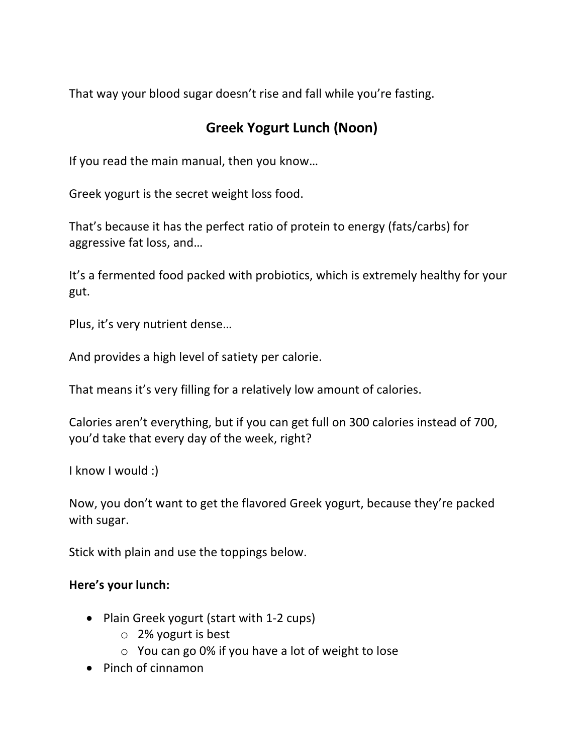That way your blood sugar doesn't rise and fall while you're fasting.

## Greek Yogurt Lunch (Noon)

If you read the main manual, then you know…

Greek yogurt is the secret weight loss food.

That's because it has the perfect ratio of protein to energy (fats/carbs) for aggressive fat loss, and…

It's a fermented food packed with probiotics, which is extremely healthy for your gut.

Plus, it's very nutrient dense…

And provides a high level of satiety per calorie.

That means it's very filling for a relatively low amount of calories.

Calories aren't everything, but if you can get full on 300 calories instead of 700, you'd take that every day of the week, right?

I know I would :)

Now, you don't want to get the flavored Greek yogurt, because they're packed with sugar.

Stick with plain and use the toppings below.

**Here's your lunch:**

- Plain Greek yogurt (start with 1-2 cups)
  - 2% yogurt is best
  - You can go 0% if you have a lot of weight to lose
- Pinch of cinnamon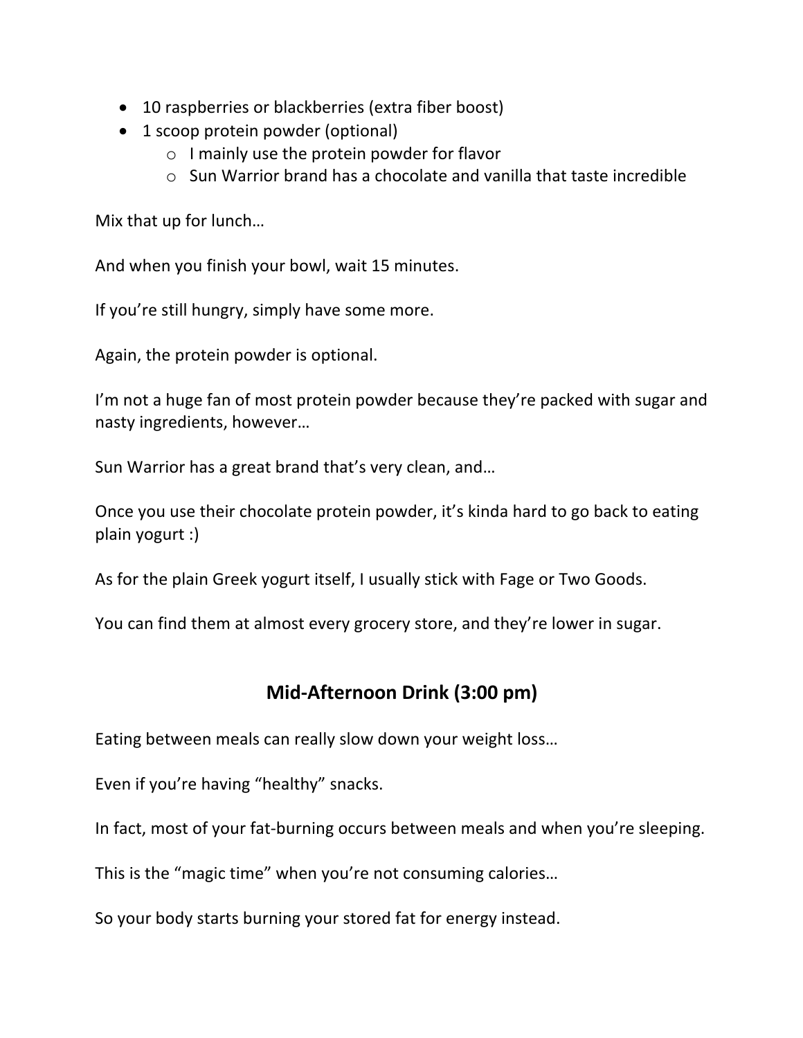- 10 raspberries or blackberries (extra fiber boost)
- 1 scoop protein powder (optional)
    - I mainly use the protein powder for flavor
    - Sun Warrior brand has a chocolate and vanilla that taste incredible

Mix that up for lunch…

And when you finish your bowl, wait 15 minutes.

If you're still hungry, simply have some more.

Again, the protein powder is optional.

I'm not a huge fan of most protein powder because they're packed with sugar and nasty ingredients, however…

Sun Warrior has a great brand that's very clean, and…

Once you use their chocolate protein powder, it's kinda hard to go back to eating plain yogurt :)

As for the plain Greek yogurt itself, I usually stick with Fage or Two Goods.

You can find them at almost every grocery store, and they're lower in sugar.

## Mid-Afternoon Drink (3:00 pm)

Eating between meals can really slow down your weight loss…

Even if you're having "healthy" snacks.

In fact, most of your fat-burning occurs between meals and when you're sleeping.

This is the "magic time" when you're not consuming calories…

So your body starts burning your stored fat for energy instead.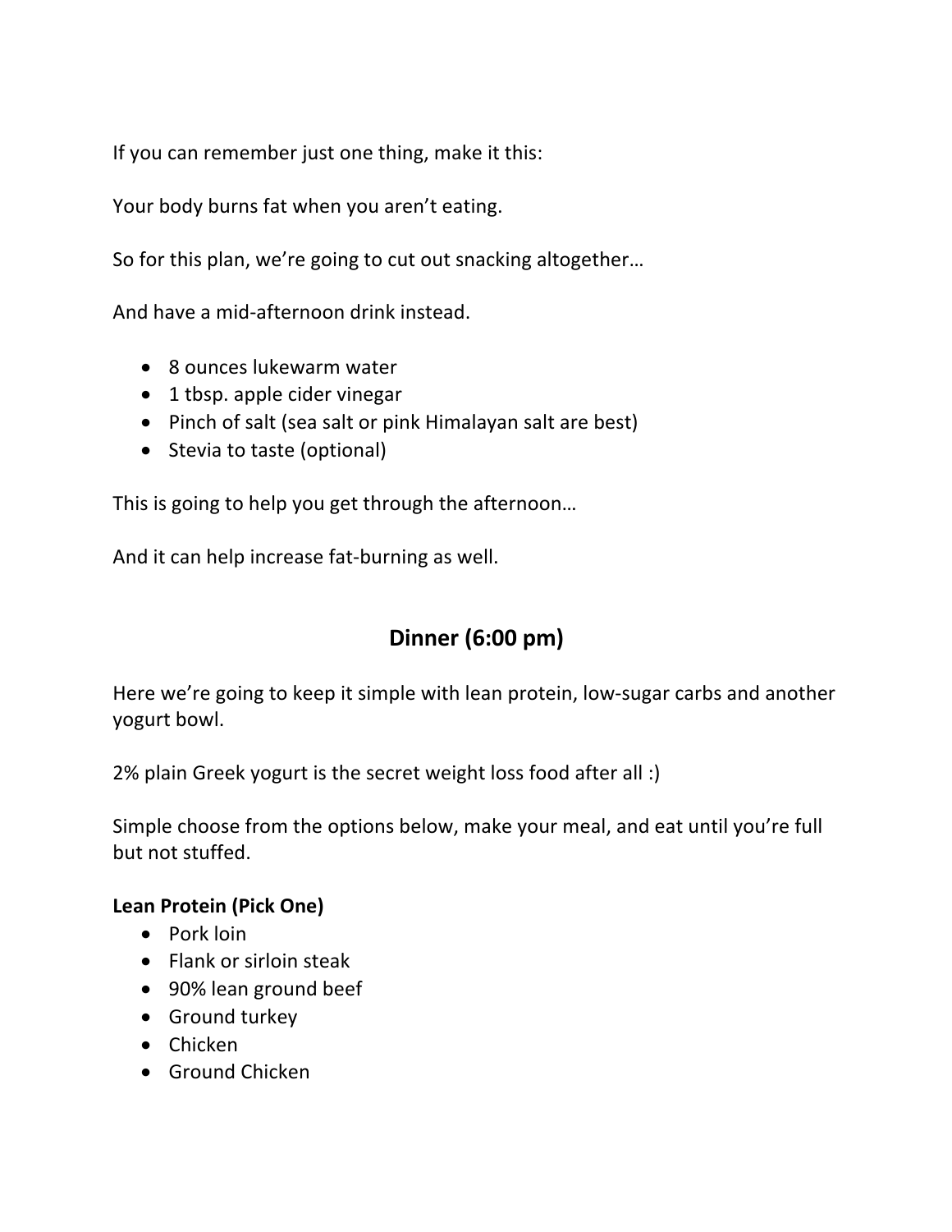If you can remember just one thing, make it this:

Your body burns fat when you aren't eating.

So for this plan, we're going to cut out snacking altogether…

And have a mid-afternoon drink instead.

- 8 ounces lukewarm water
- 1 tbsp. apple cider vinegar
- Pinch of salt (sea salt or pink Himalayan salt are best)
- Stevia to taste (optional)

This is going to help you get through the afternoon…

And it can help increase fat-burning as well.

## Dinner (6:00 pm)

Here we're going to keep it simple with lean protein, low-sugar carbs and another yogurt bowl.

2% plain Greek yogurt is the secret weight loss food after all :)

Simple choose from the options below, make your meal, and eat until you're full but not stuffed.

**Lean Protein (Pick One)**

- Pork loin
- Flank or sirloin steak
- 90% lean ground beef
- Ground turkey
- Chicken
- Ground Chicken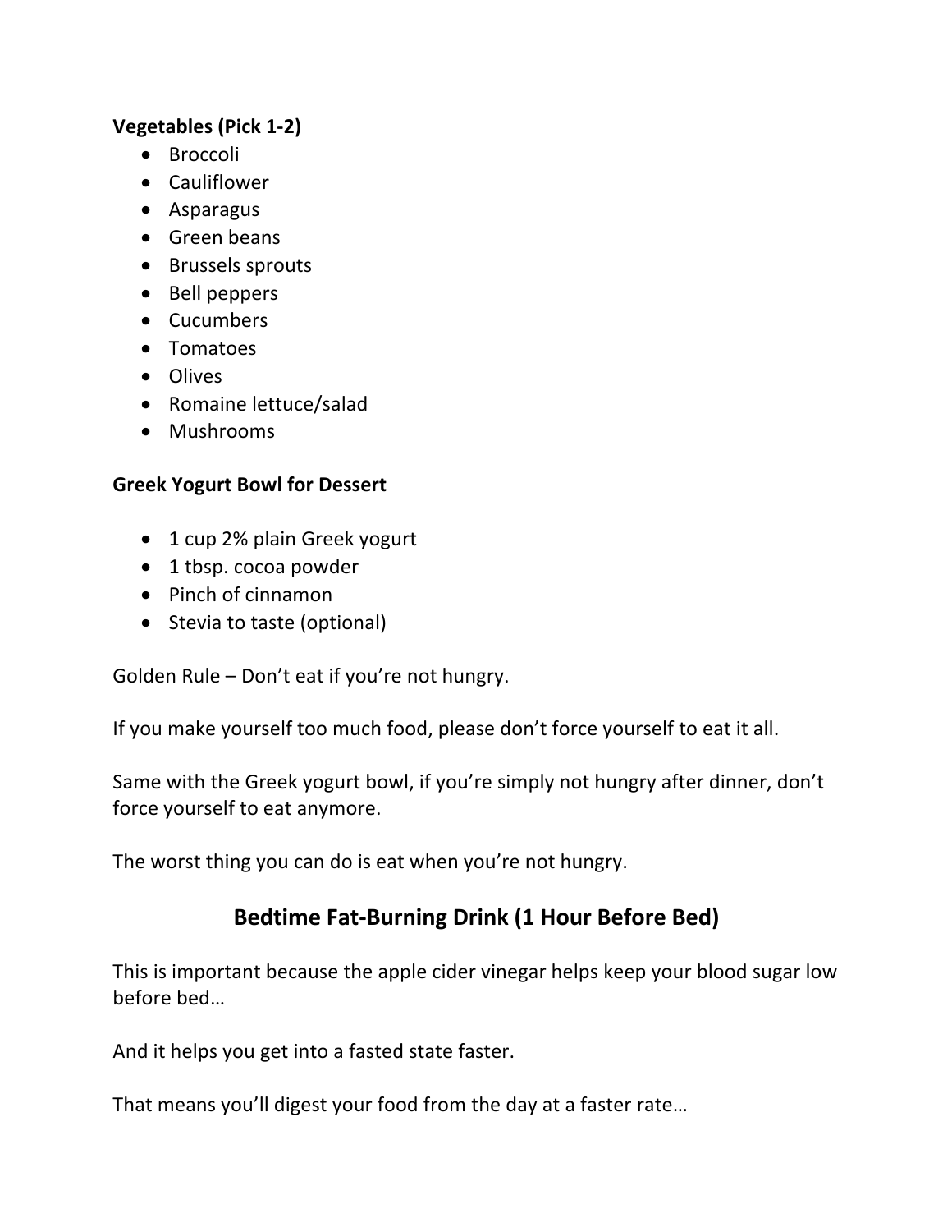**Vegetables (Pick 1-2)**

- Broccoli
- Cauliflower
- Asparagus
- Green beans
- Brussels sprouts
- Bell peppers
- Cucumbers
- Tomatoes
- Olives
- Romaine lettuce/salad
- Mushrooms

**Greek Yogurt Bowl for Dessert**

- 1 cup 2% plain Greek yogurt
- 1 tbsp. cocoa powder
- Pinch of cinnamon
- Stevia to taste (optional)

Golden Rule – Don't eat if you're not hungry.

If you make yourself too much food, please don't force yourself to eat it all.

Same with the Greek yogurt bowl, if you're simply not hungry after dinner, don't force yourself to eat anymore.

The worst thing you can do is eat when you're not hungry.

## Bedtime Fat-Burning Drink (1 Hour Before Bed)

This is important because the apple cider vinegar helps keep your blood sugar low before bed…

And it helps you get into a fasted state faster.

That means you'll digest your food from the day at a faster rate…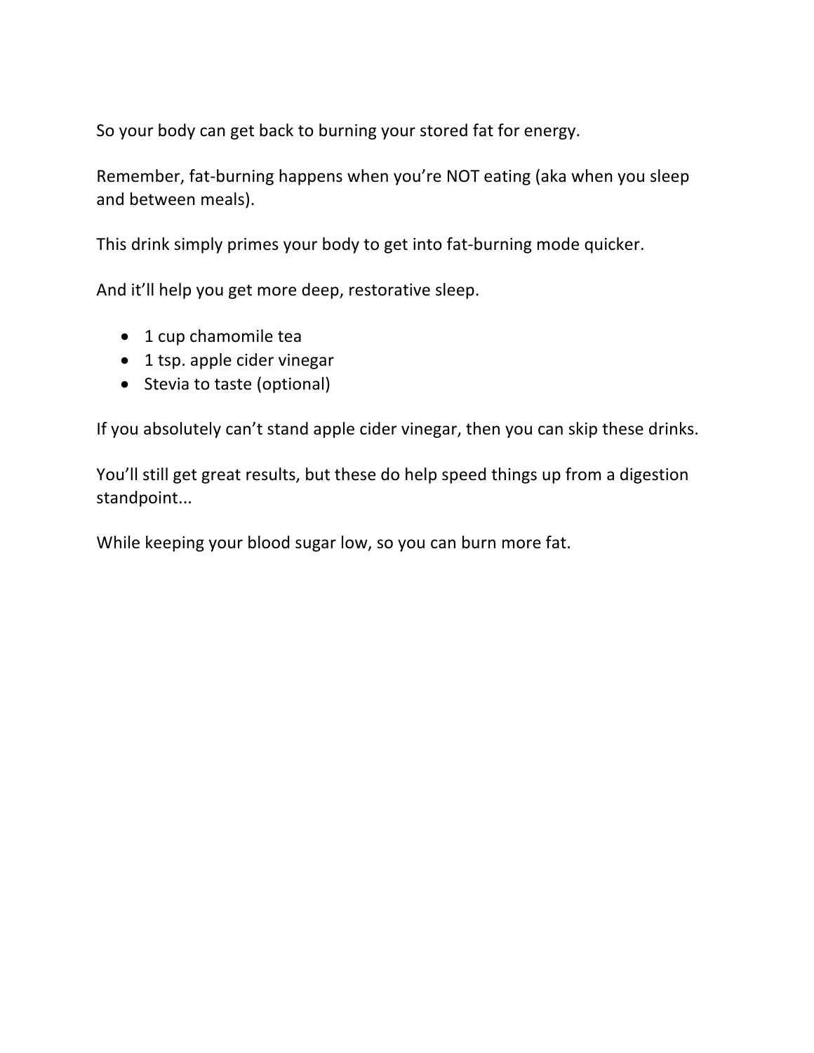So your body can get back to burning your stored fat for energy.

Remember, fat-burning happens when you're NOT eating (aka when you sleep and between meals).

This drink simply primes your body to get into fat-burning mode quicker.

And it'll help you get more deep, restorative sleep.

- 1 cup chamomile tea
- 1 tsp. apple cider vinegar
- Stevia to taste (optional)

If you absolutely can't stand apple cider vinegar, then you can skip these drinks.

You'll still get great results, but these do help speed things up from a digestion standpoint...

While keeping your blood sugar low, so you can burn more fat.